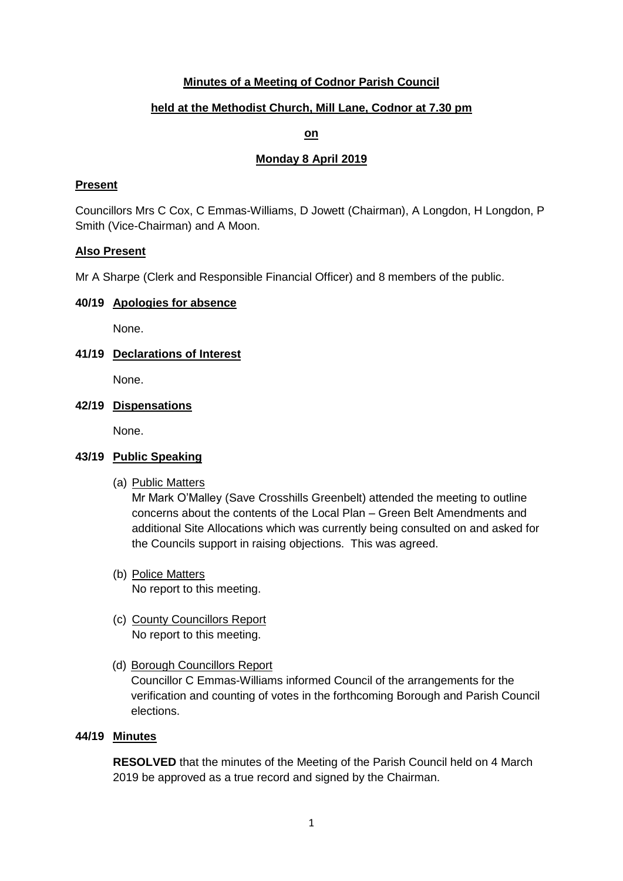# Minutes of a Meeting of Codnor Parish Council

## held at the Methodist Church, Mill Lane, Codnor at 7.30 pm

## on

## Monday 8 April 2019

### Present

Councillors Mrs C Cox, C Emmas-Williams, D Jowett (Chairman), A Longdon, H Longdon, P Smith (Vice-Chairman) and A Moon.

### Also Present

Mr A Sharpe (Clerk and Responsible Financial Officer) and 8 members of the public.

### 40/19 Apologies for absence

None.

### 41/19 Declarations of Interest

None.

### 42/19 Dispensations

None.

### 43/19 Public Speaking

(a) Public Matters
Mr Mark O'Malley (Save Crosshills Greenbelt) attended the meeting to outline concerns about the contents of the Local Plan – Green Belt Amendments and additional Site Allocations which was currently being consulted on and asked for the Councils support in raising objections. This was agreed.

(b) Police Matters
No report to this meeting.

(c) County Councillors Report
No report to this meeting.

(d) Borough Councillors Report
Councillor C Emmas-Williams informed Council of the arrangements for the verification and counting of votes in the forthcoming Borough and Parish Council elections.

### 44/19 Minutes

**RESOLVED** that the minutes of the Meeting of the Parish Council held on 4 March 2019 be approved as a true record and signed by the Chairman.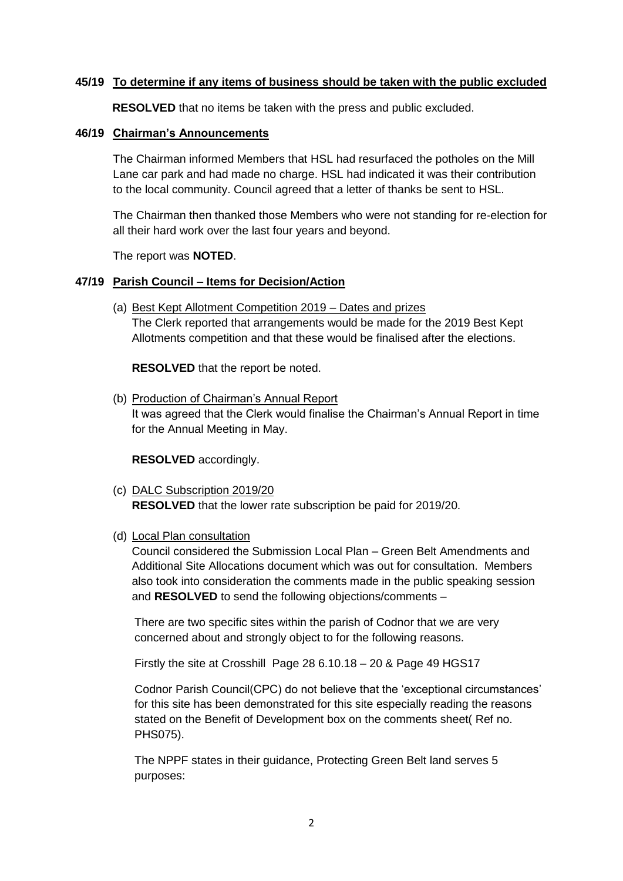**45/19 To determine if any items of business should be taken with the public excluded**

**RESOLVED** that no items be taken with the press and public excluded.

**46/19 Chairman's Announcements**

The Chairman informed Members that HSL had resurfaced the potholes on the Mill Lane car park and had made no charge. HSL had indicated it was their contribution to the local community. Council agreed that a letter of thanks be sent to HSL.

The Chairman then thanked those Members who were not standing for re-election for all their hard work over the last four years and beyond.

The report was **NOTED**.

**47/19 Parish Council – Items for Decision/Action**

(a) Best Kept Allotment Competition 2019 – Dates and prizes
The Clerk reported that arrangements would be made for the 2019 Best Kept Allotments competition and that these would be finalised after the elections.

**RESOLVED** that the report be noted.

(b) Production of Chairman's Annual Report
It was agreed that the Clerk would finalise the Chairman's Annual Report in time for the Annual Meeting in May.

**RESOLVED** accordingly.

(c) DALC Subscription 2019/20
**RESOLVED** that the lower rate subscription be paid for 2019/20.

(d) Local Plan consultation
Council considered the Submission Local Plan – Green Belt Amendments and Additional Site Allocations document which was out for consultation. Members also took into consideration the comments made in the public speaking session and **RESOLVED** to send the following objections/comments –

There are two specific sites within the parish of Codnor that we are very concerned about and strongly object to for the following reasons.

Firstly the site at Crosshill Page 28 6.10.18 – 20 & Page 49 HGS17

Codnor Parish Council(CPC) do not believe that the 'exceptional circumstances' for this site has been demonstrated for this site especially reading the reasons stated on the Benefit of Development box on the comments sheet( Ref no. PHS075).

The NPPF states in their guidance, Protecting Green Belt land serves 5 purposes: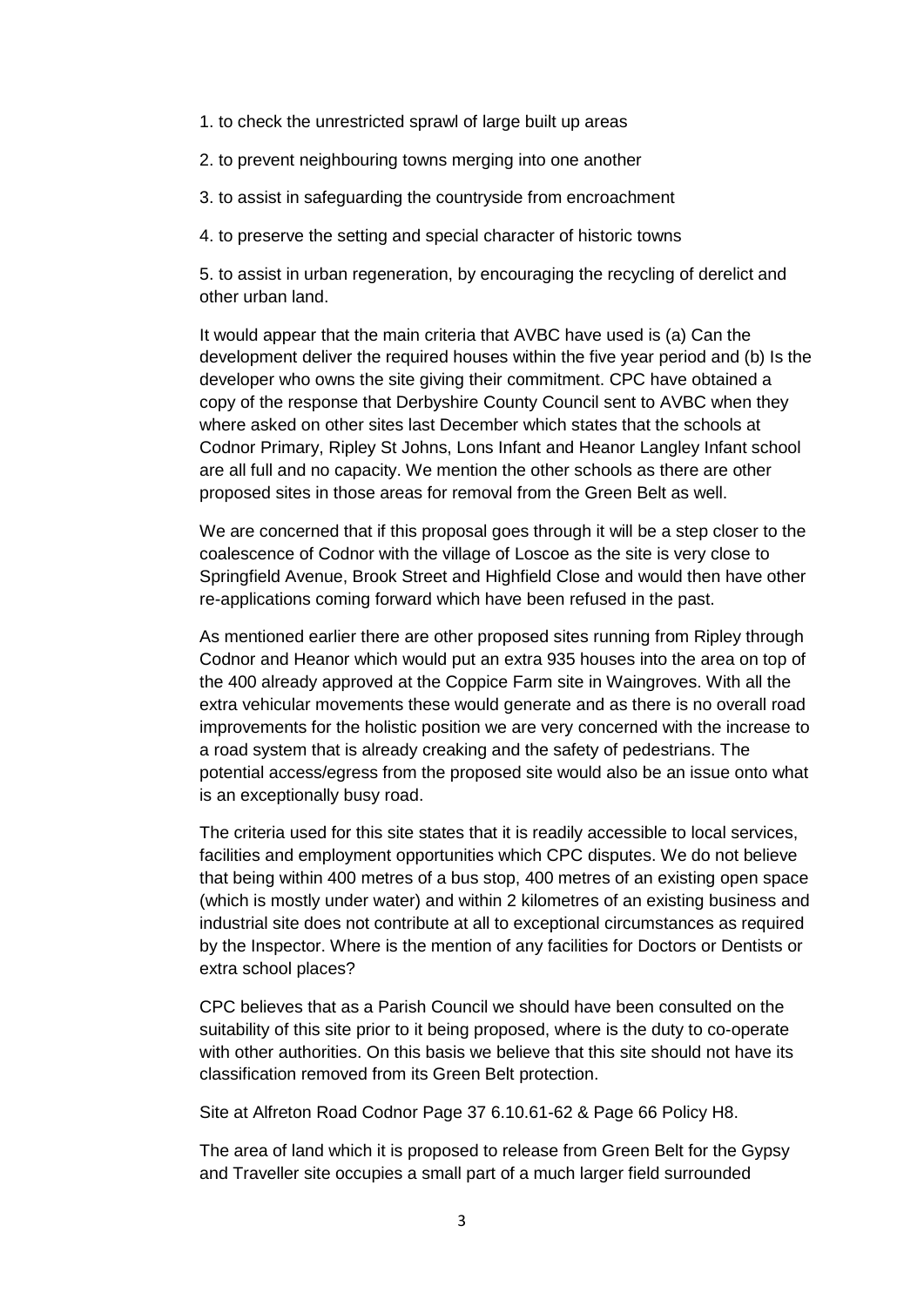1. to check the unrestricted sprawl of large built up areas

2. to prevent neighbouring towns merging into one another

3. to assist in safeguarding the countryside from encroachment

4. to preserve the setting and special character of historic towns

5. to assist in urban regeneration, by encouraging the recycling of derelict and other urban land.

It would appear that the main criteria that AVBC have used is (a) Can the development deliver the required houses within the five year period and (b) Is the developer who owns the site giving their commitment. CPC have obtained a copy of the response that Derbyshire County Council sent to AVBC when they where asked on other sites last December which states that the schools at Codnor Primary, Ripley St Johns, Lons Infant and Heanor Langley Infant school are all full and no capacity. We mention the other schools as there are other proposed sites in those areas for removal from the Green Belt as well.

We are concerned that if this proposal goes through it will be a step closer to the coalescence of Codnor with the village of Loscoe as the site is very close to Springfield Avenue, Brook Street and Highfield Close and would then have other re-applications coming forward which have been refused in the past.

As mentioned earlier there are other proposed sites running from Ripley through Codnor and Heanor which would put an extra 935 houses into the area on top of the 400 already approved at the Coppice Farm site in Waingroves. With all the extra vehicular movements these would generate and as there is no overall road improvements for the holistic position we are very concerned with the increase to a road system that is already creaking and the safety of pedestrians. The potential access/egress from the proposed site would also be an issue onto what is an exceptionally busy road.

The criteria used for this site states that it is readily accessible to local services, facilities and employment opportunities which CPC disputes. We do not believe that being within 400 metres of a bus stop, 400 metres of an existing open space (which is mostly under water) and within 2 kilometres of an existing business and industrial site does not contribute at all to exceptional circumstances as required by the Inspector. Where is the mention of any facilities for Doctors or Dentists or extra school places?

CPC believes that as a Parish Council we should have been consulted on the suitability of this site prior to it being proposed, where is the duty to co-operate with other authorities. On this basis we believe that this site should not have its classification removed from its Green Belt protection.

Site at Alfreton Road Codnor Page 37 6.10.61-62 & Page 66 Policy H8.

The area of land which it is proposed to release from Green Belt for the Gypsy and Traveller site occupies a small part of a much larger field surrounded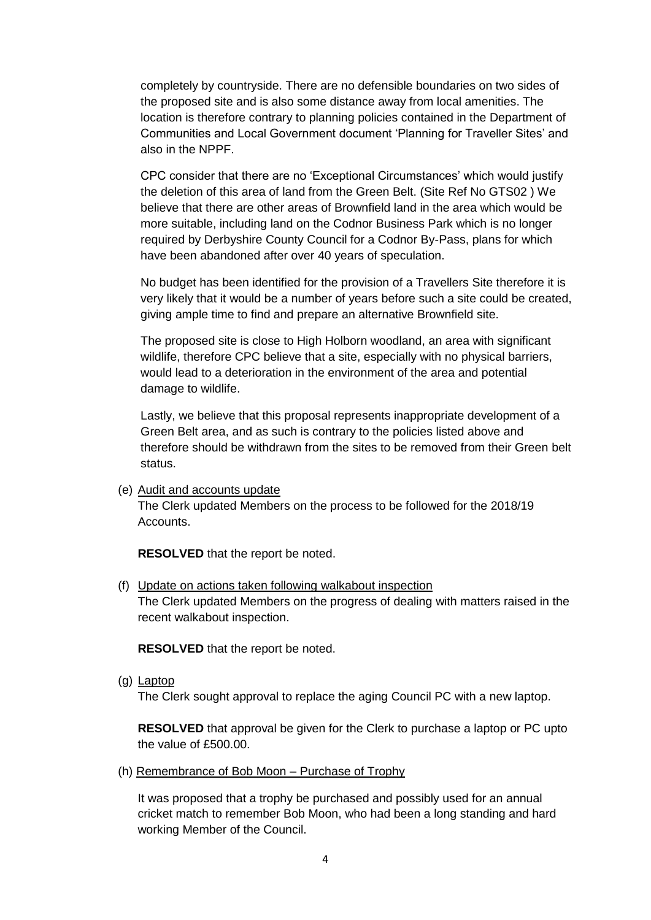completely by countryside. There are no defensible boundaries on two sides of the proposed site and is also some distance away from local amenities. The location is therefore contrary to planning policies contained in the Department of Communities and Local Government document 'Planning for Traveller Sites' and also in the NPPF.

CPC consider that there are no 'Exceptional Circumstances' which would justify the deletion of this area of land from the Green Belt. (Site Ref No GTS02 ) We believe that there are other areas of Brownfield land in the area which would be more suitable, including land on the Codnor Business Park which is no longer required by Derbyshire County Council for a Codnor By-Pass, plans for which have been abandoned after over 40 years of speculation.

No budget has been identified for the provision of a Travellers Site therefore it is very likely that it would be a number of years before such a site could be created, giving ample time to find and prepare an alternative Brownfield site.

The proposed site is close to High Holborn woodland, an area with significant wildlife, therefore CPC believe that a site, especially with no physical barriers, would lead to a deterioration in the environment of the area and potential damage to wildlife.

Lastly, we believe that this proposal represents inappropriate development of a Green Belt area, and as such is contrary to the policies listed above and therefore should be withdrawn from the sites to be removed from their Green belt status.

(e) <u>Audit and accounts update</u>

The Clerk updated Members on the process to be followed for the 2018/19 Accounts.

**RESOLVED** that the report be noted.

(f) <u>Update on actions taken following walkabout inspection</u>

The Clerk updated Members on the progress of dealing with matters raised in the recent walkabout inspection.

**RESOLVED** that the report be noted.

(g) <u>Laptop</u>

The Clerk sought approval to replace the aging Council PC with a new laptop.

**RESOLVED** that approval be given for the Clerk to purchase a laptop or PC upto the value of £500.00.

(h) <u>Remembrance of Bob Moon – Purchase of Trophy</u>

It was proposed that a trophy be purchased and possibly used for an annual cricket match to remember Bob Moon, who had been a long standing and hard working Member of the Council.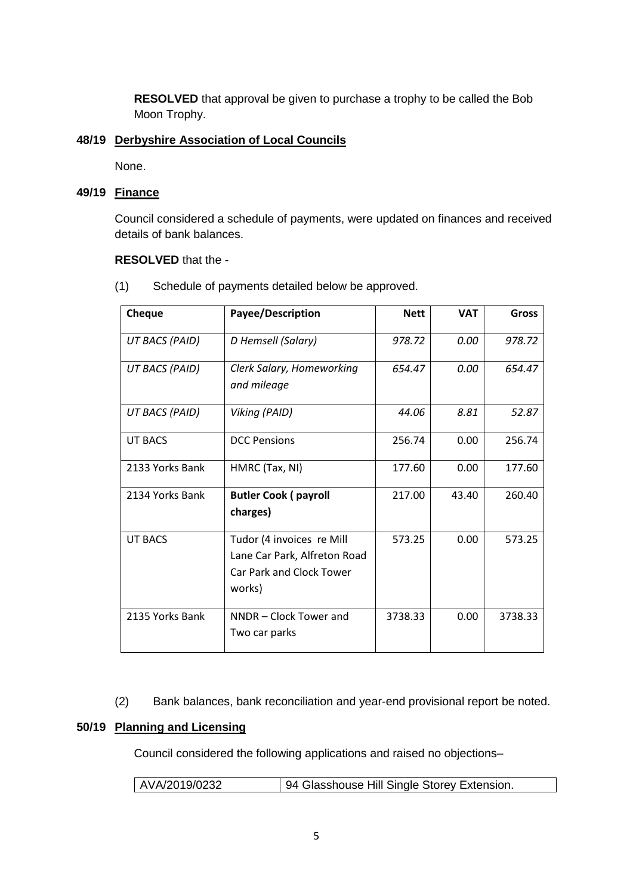**RESOLVED** that approval be given to purchase a trophy to be called the Bob Moon Trophy.

### 48/19 Derbyshire Association of Local Councils

None.

### 49/19 Finance

Council considered a schedule of payments, were updated on finances and received details of bank balances.

**RESOLVED** that the -

(1) Schedule of payments detailed below be approved.

| Cheque | Payee/Description | Nett | VAT | Gross |
|---|---|---|---|---|
| *UT BACS (PAID)* | *D Hemsell (Salary)* | *978.72* | *0.00* | *978.72* |
| *UT BACS (PAID)* | *Clerk Salary, Homeworking and mileage* | *654.47* | *0.00* | *654.47* |
| *UT BACS (PAID)* | *Viking (PAID)* | *44.06* | *8.81* | *52.87* |
| UT BACS | DCC Pensions | 256.74 | 0.00 | 256.74 |
| 2133 Yorks Bank | HMRC (Tax, NI) | 177.60 | 0.00 | 177.60 |
| 2134 Yorks Bank | **Butler Cook ( payroll charges)** | 217.00 | 43.40 | 260.40 |
| UT BACS | Tudor (4 invoices re Mill Lane Car Park, Alfreton Road Car Park and Clock Tower works) | 573.25 | 0.00 | 573.25 |
| 2135 Yorks Bank | NNDR – Clock Tower and Two car parks | 3738.33 | 0.00 | 3738.33 |

(2) Bank balances, bank reconciliation and year-end provisional report be noted.

### 50/19 Planning and Licensing

Council considered the following applications and raised no objections–

| AVA/2019/0232 | 94 Glasshouse Hill Single Storey Extension. |
|---|---|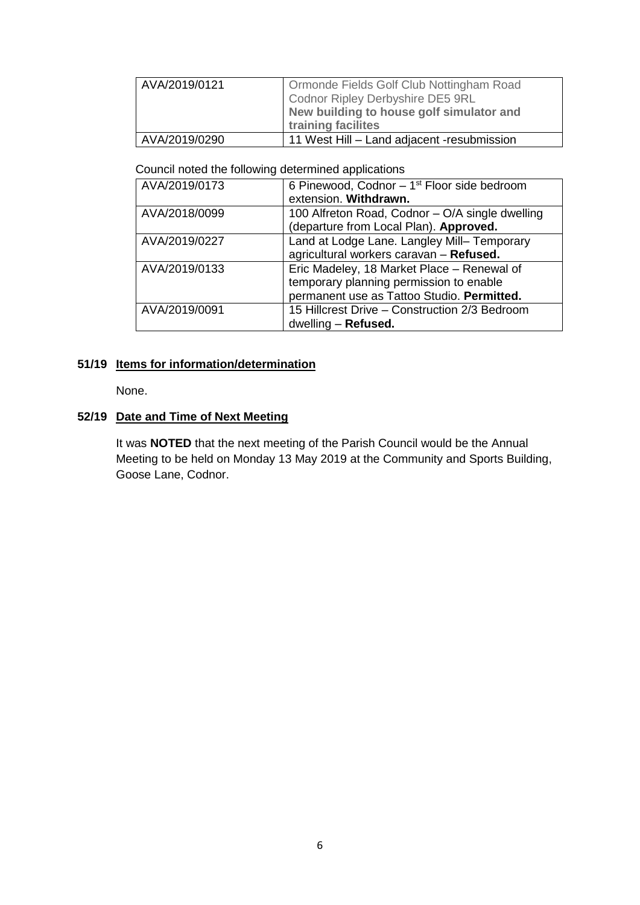| | |
|---|---|
| AVA/2019/0121 | Ormonde Fields Golf Club Nottingham Road Codnor Ripley Derbyshire DE5 9RL **New building to house golf simulator and training facilites** |
| AVA/2019/0290 | 11 West Hill – Land adjacent -resubmission |

Council noted the following determined applications

| | |
|---|---|
| AVA/2019/0173 | 6 Pinewood, Codnor – 1st Floor side bedroom extension. **Withdrawn.** |
| AVA/2018/0099 | 100 Alfreton Road, Codnor – O/A single dwelling (departure from Local Plan). **Approved.** |
| AVA/2019/0227 | Land at Lodge Lane. Langley Mill– Temporary agricultural workers caravan – **Refused.** |
| AVA/2019/0133 | Eric Madeley, 18 Market Place – Renewal of temporary planning permission to enable permanent use as Tattoo Studio. **Permitted.** |
| AVA/2019/0091 | 15 Hillcrest Drive – Construction 2/3 Bedroom dwelling – **Refused.** |

**51/19 Items for information/determination**

None.

**52/19 Date and Time of Next Meeting**

It was **NOTED** that the next meeting of the Parish Council would be the Annual Meeting to be held on Monday 13 May 2019 at the Community and Sports Building, Goose Lane, Codnor.